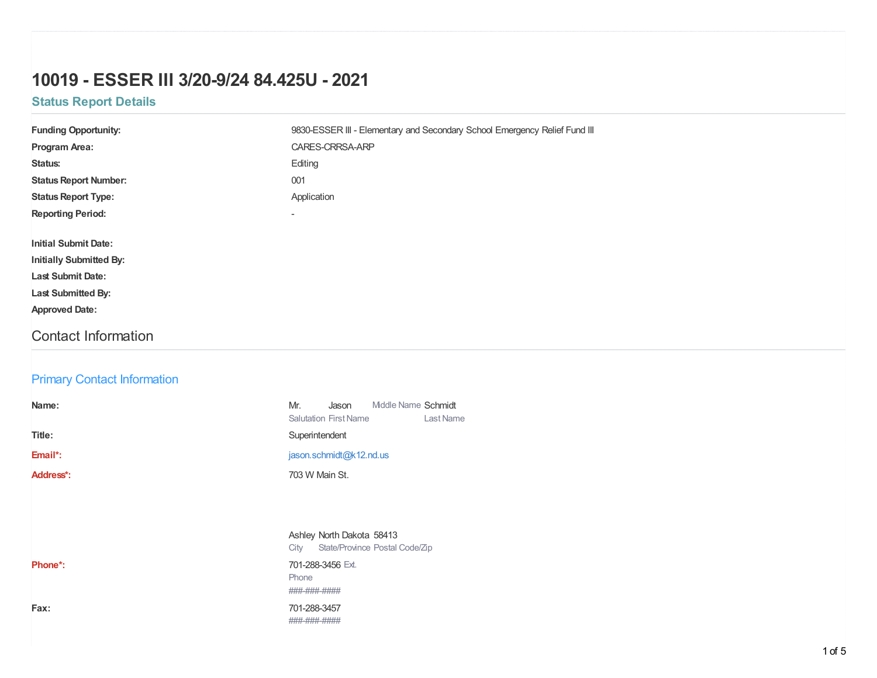# 10019 - ESSER III 3/20-9/24 84.425U - 2021

## Status Report Details

| | |
|---|---|
| **Funding Opportunity:** | 9830-ESSER III - Elementary and Secondary School Emergency Relief Fund III |
| **Program Area:** | CARES-CRRSA-ARP |
| **Status:** | Editing |
| **Status Report Number:** | 001 |
| **Status Report Type:** | Application |
| **Reporting Period:** | - |

**Initial Submit Date:**

**Initially Submitted By:**

**Last Submit Date:**

**Last Submitted By:**

**Approved Date:**

## Contact Information

### Primary Contact Information

**Name:** Mr. (Salutation) Jason (First Name) Middle Name Schmidt (Last Name)

**Title:** Superintendent

**Email*:** jason.schmidt@k12.nd.us

**Address*:** 703 W Main St.

Ashley (City) North Dakota (State/Province) 58413 (Postal Code/Zip)

**Phone*:** 701-288-3456 Ext.
Phone
###-###-####

**Fax:** 701-288-3457
###-###-####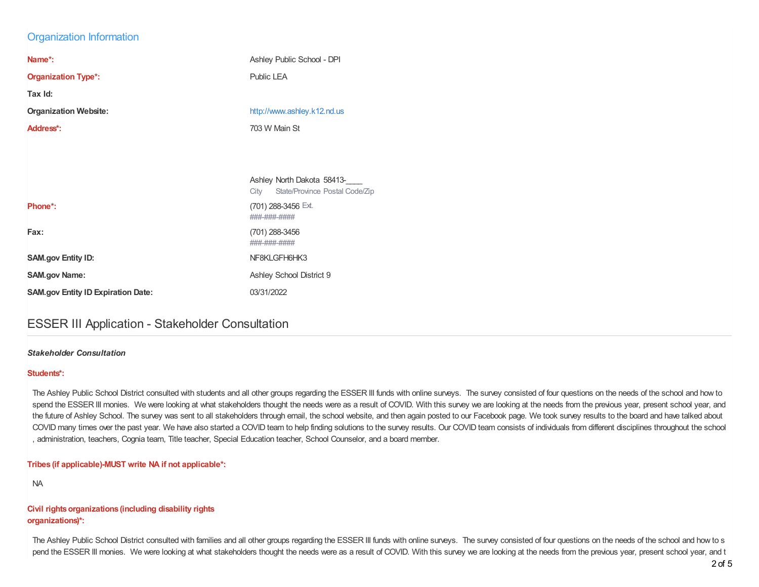## Organization Information

**Name*:** Ashley Public School - DPI

**Organization Type*:** Public LEA

**Tax Id:**

**Organization Website:** http://www.ashley.k12.nd.us

**Address*:** 703 W Main St

Ashley North Dakota 58413-____
City State/Province Postal Code/Zip

**Phone*:** (701) 288-3456 Ext.
###-###-####

**Fax:** (701) 288-3456
###-###-####

**SAM.gov Entity ID:** NF8KLGFH6HK3

**SAM.gov Name:** Ashley School District 9

**SAM.gov Entity ID Expiration Date:** 03/31/2022

## ESSER III Application - Stakeholder Consultation

***Stakeholder Consultation***

**Students*:**

The Ashley Public School District consulted with students and all other groups regarding the ESSER III funds with online surveys. The survey consisted of four questions on the needs of the school and how to spend the ESSER III monies. We were looking at what stakeholders thought the needs were as a result of COVID. With this survey we are looking at the needs from the previous year, present school year, and the future of Ashley School. The survey was sent to all stakeholders through email, the school website, and then again posted to our Facebook page. We took survey results to the board and have talked about COVID many times over the past year. We have also started a COVID team to help finding solutions to the survey results. Our COVID team consists of individuals from different disciplines throughout the school , administration, teachers, Cognia team, Title teacher, Special Education teacher, School Counselor, and a board member.

**Tribes (if applicable)-MUST write NA if not applicable*:**

NA

**Civil rights organizations (including disability rights organizations)*:**

The Ashley Public School District consulted with families and all other groups regarding the ESSER III funds with online surveys. The survey consisted of four questions on the needs of the school and how to s pend the ESSER III monies. We were looking at what stakeholders thought the needs were as a result of COVID. With this survey we are looking at the needs from the previous year, present school year, and t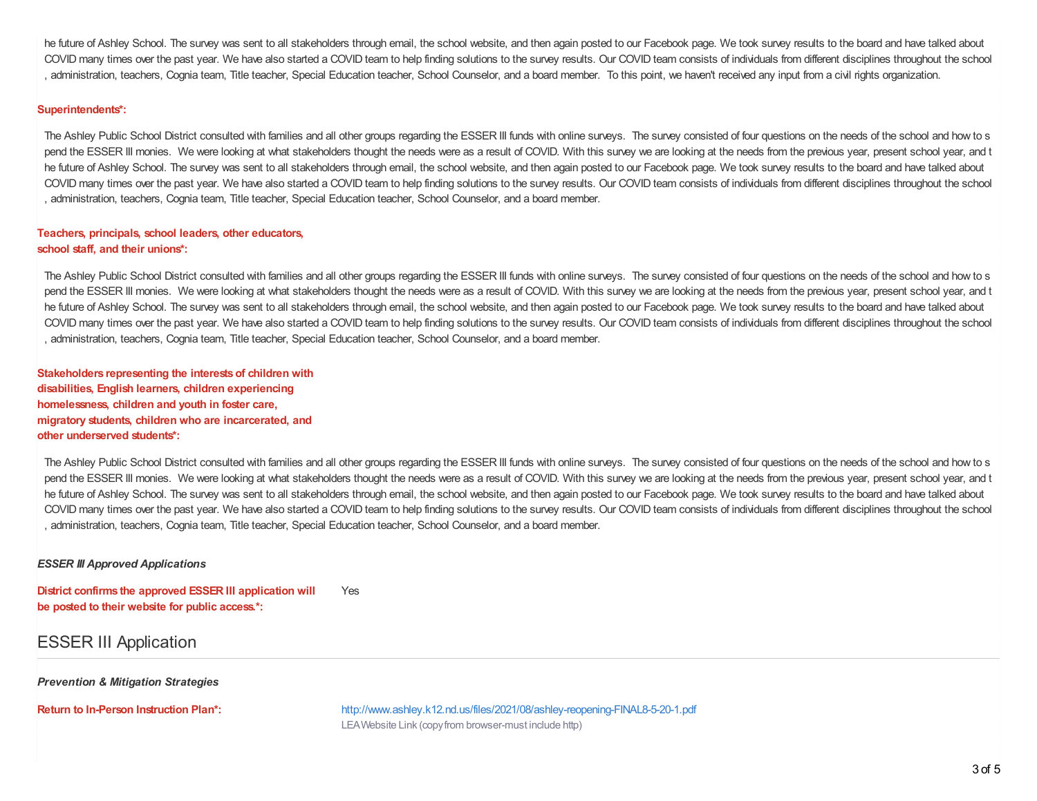he future of Ashley School. The survey was sent to all stakeholders through email, the school website, and then again posted to our Facebook page. We took survey results to the board and have talked about COVID many times over the past year. We have also started a COVID team to help finding solutions to the survey results. Our COVID team consists of individuals from different disciplines throughout the school , administration, teachers, Cognia team, Title teacher, Special Education teacher, School Counselor, and a board member. To this point, we haven't received any input from a civil rights organization.

**Superintendents*:**

The Ashley Public School District consulted with families and all other groups regarding the ESSER III funds with online surveys. The survey consisted of four questions on the needs of the school and how to s pend the ESSER III monies. We were looking at what stakeholders thought the needs were as a result of COVID. With this survey we are looking at the needs from the previous year, present school year, and t he future of Ashley School. The survey was sent to all stakeholders through email, the school website, and then again posted to our Facebook page. We took survey results to the board and have talked about COVID many times over the past year. We have also started a COVID team to help finding solutions to the survey results. Our COVID team consists of individuals from different disciplines throughout the school , administration, teachers, Cognia team, Title teacher, Special Education teacher, School Counselor, and a board member.

**Teachers, principals, school leaders, other educators, school staff, and their unions*:**

The Ashley Public School District consulted with families and all other groups regarding the ESSER III funds with online surveys. The survey consisted of four questions on the needs of the school and how to s pend the ESSER III monies. We were looking at what stakeholders thought the needs were as a result of COVID. With this survey we are looking at the needs from the previous year, present school year, and t he future of Ashley School. The survey was sent to all stakeholders through email, the school website, and then again posted to our Facebook page. We took survey results to the board and have talked about COVID many times over the past year. We have also started a COVID team to help finding solutions to the survey results. Our COVID team consists of individuals from different disciplines throughout the school , administration, teachers, Cognia team, Title teacher, Special Education teacher, School Counselor, and a board member.

**Stakeholders representing the interests of children with disabilities, English learners, children experiencing homelessness, children and youth in foster care, migratory students, children who are incarcerated, and other underserved students*:**

The Ashley Public School District consulted with families and all other groups regarding the ESSER III funds with online surveys. The survey consisted of four questions on the needs of the school and how to s pend the ESSER III monies. We were looking at what stakeholders thought the needs were as a result of COVID. With this survey we are looking at the needs from the previous year, present school year, and t he future of Ashley School. The survey was sent to all stakeholders through email, the school website, and then again posted to our Facebook page. We took survey results to the board and have talked about COVID many times over the past year. We have also started a COVID team to help finding solutions to the survey results. Our COVID team consists of individuals from different disciplines throughout the school , administration, teachers, Cognia team, Title teacher, Special Education teacher, School Counselor, and a board member.

***ESSER III Approved Applications***

**District confirms the approved ESSER III application will be posted to their website for public access.*:** Yes

## ESSER III Application

***Prevention & Mitigation Strategies***

**Return to In-Person Instruction Plan*:** http://www.ashley.k12.nd.us/files/2021/08/ashley-reopening-FINAL8-5-20-1.pdf

LEA Website Link (copy from browser-must include http)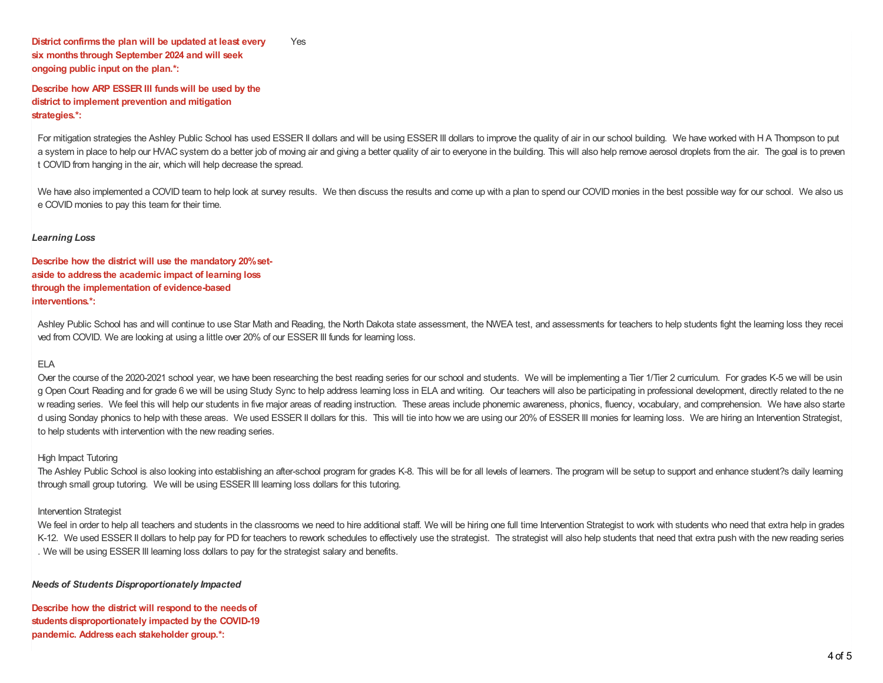**District confirms the plan will be updated at least every six months through September 2024 and will seek ongoing public input on the plan.*:** Yes

**Describe how ARP ESSER III funds will be used by the district to implement prevention and mitigation strategies.*:**

For mitigation strategies the Ashley Public School has used ESSER II dollars and will be using ESSER III dollars to improve the quality of air in our school building. We have worked with H A Thompson to put a system in place to help our HVAC system do a better job of moving air and giving a better quality of air to everyone in the building. This will also help remove aerosol droplets from the air. The goal is to prevent COVID from hanging in the air, which will help decrease the spread.

We have also implemented a COVID team to help look at survey results. We then discuss the results and come up with a plan to spend our COVID monies in the best possible way for our school. We also use COVID monies to pay this team for their time.

### *Learning Loss*

**Describe how the district will use the mandatory 20% set-aside to address the academic impact of learning loss through the implementation of evidence-based interventions.*:**

Ashley Public School has and will continue to use Star Math and Reading, the North Dakota state assessment, the NWEA test, and assessments for teachers to help students fight the learning loss they received from COVID. We are looking at using a little over 20% of our ESSER III funds for learning loss.

ELA
Over the course of the 2020-2021 school year, we have been researching the best reading series for our school and students. We will be implementing a Tier 1/Tier 2 curriculum. For grades K-5 we will be using Open Court Reading and for grade 6 we will be using Study Sync to help address learning loss in ELA and writing. Our teachers will also be participating in professional development, directly related to the new reading series. We feel this will help our students in five major areas of reading instruction. These areas include phonemic awareness, phonics, fluency, vocabulary, and comprehension. We have also started using Sonday phonics to help with these areas. We used ESSER II dollars for this. This will tie into how we are using our 20% of ESSER III monies for learning loss. We are hiring an Intervention Strategist, to help students with intervention with the new reading series.

High Impact Tutoring
The Ashley Public School is also looking into establishing an after-school program for grades K-8. This will be for all levels of learners. The program will be setup to support and enhance student?s daily learning through small group tutoring. We will be using ESSER III learning loss dollars for this tutoring.

Intervention Strategist
We feel in order to help all teachers and students in the classrooms we need to hire additional staff. We will be hiring one full time Intervention Strategist to work with students who need that extra help in grades K-12. We used ESSER II dollars to help pay for PD for teachers to rework schedules to effectively use the strategist. The strategist will also help students that need that extra push with the new reading series. We will be using ESSER III learning loss dollars to pay for the strategist salary and benefits.

### *Needs of Students Disproportionately Impacted*

**Describe how the district will respond to the needs of students disproportionately impacted by the COVID-19 pandemic. Address each stakeholder group.*:**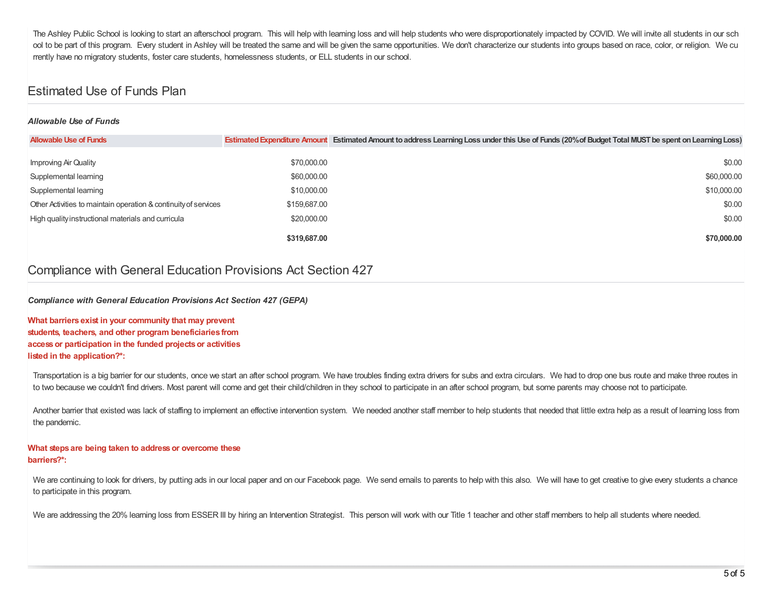The Ashley Public School is looking to start an afterschool program. This will help with learning loss and will help students who were disproportionately impacted by COVID. We will invite all students in our school to be part of this program. Every student in Ashley will be treated the same and will be given the same opportunities. We don't characterize our students into groups based on race, color, or religion. We currently have no migratory students, foster care students, homelessness students, or ELL students in our school.

## Estimated Use of Funds Plan

***Allowable Use of Funds***

| Allowable Use of Funds | Estimated Expenditure Amount | Estimated Amount to address Learning Loss under this Use of Funds (20% of Budget Total MUST be spent on Learning Loss) |
|---|---|---|
| Improving Air Quality | $70,000.00 | $0.00 |
| Supplemental learning | $60,000.00 | $60,000.00 |
| Supplemental learning | $10,000.00 | $10,000.00 |
| Other Activities to maintain operation & continuity of services | $159,687.00 | $0.00 |
| High quality instructional materials and curricula | $20,000.00 | $0.00 |
| | **$319,687.00** | **$70,000.00** |

## Compliance with General Education Provisions Act Section 427

***Compliance with General Education Provisions Act Section 427 (GEPA)***

**What barriers exist in your community that may prevent students, teachers, and other program beneficiaries from access or participation in the funded projects or activities listed in the application?*:**

Transportation is a big barrier for our students, once we start an after school program. We have troubles finding extra drivers for subs and extra circulars. We had to drop one bus route and make three routes in to two because we couldn't find drivers. Most parent will come and get their child/children in they school to participate in an after school program, but some parents may choose not to participate.

Another barrier that existed was lack of staffing to implement an effective intervention system. We needed another staff member to help students that needed that little extra help as a result of learning loss from the pandemic.

**What steps are being taken to address or overcome these barriers?*:**

We are continuing to look for drivers, by putting ads in our local paper and on our Facebook page. We send emails to parents to help with this also. We will have to get creative to give every students a chance to participate in this program.

We are addressing the 20% learning loss from ESSER III by hiring an Intervention Strategist. This person will work with our Title 1 teacher and other staff members to help all students where needed.